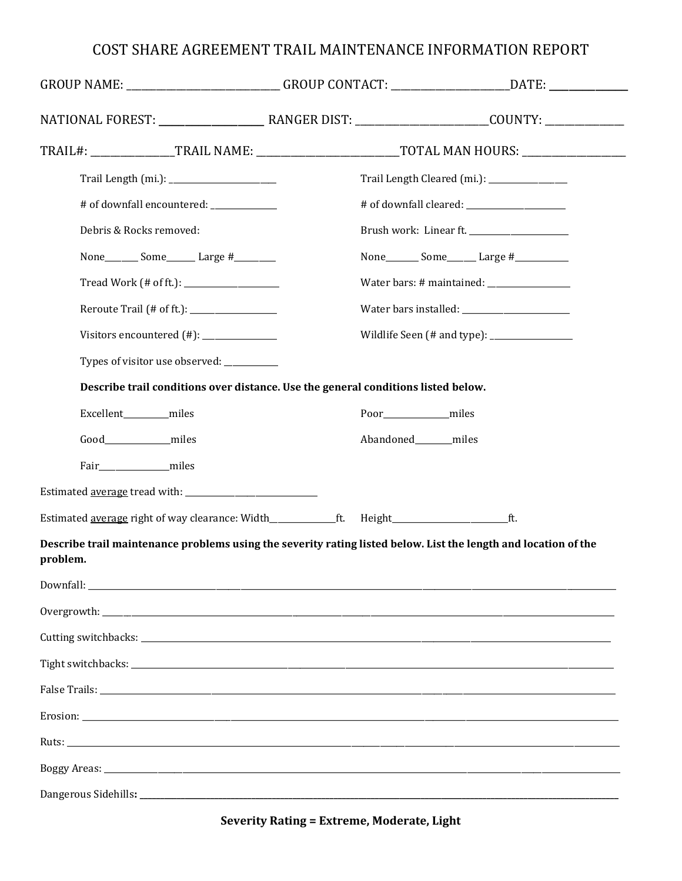# COST SHARE AGREEMENT TRAIL MAINTENANCE INFORMATION REPORT

GROUP NAME: ______________________________ GROUP CONTACT: ________________________ DATE: ______________

NATIONAL FOREST: ____________________ RANGER DIST: ___________________________ COUNTY: _______________

TRAIL#: ________________ TRAIL NAME: ____________________________ TOTAL MAN HOURS: ____________________

Trail Length (mi.): ________________________

Trail Length Cleared (mi.): _________________

# of downfall encountered: ______________

# of downfall cleared: ______________________

Debris & Rocks removed:

None_______ Some______ Large #_________

Brush work: Linear ft. ______________________

None_______ Some______ Large #___________

Tread Work (# of ft.): _____________________

Water bars: # maintained: __________________

Reroute Trail (# of ft.): ____________________

Water bars installed: ________________________

Visitors encountered (#): ________________

Wildlife Seen (# and type): __________________

Types of visitor use observed: ___________

**Describe trail conditions over distance. Use the general conditions listed below.**

Excellent__________miles

Good_______________miles

Fair_______________miles

Poor_______________miles

Abandoned________miles

Estimated <u>average</u> tread with: ______________________________

Estimated <u>average</u> right of way clearance: Width______________ft. Height__________________________ft.

**Describe trail maintenance problems using the severity rating listed below. List the length and location of the problem.**

Downfall: ______________________________________________________________________________________

Overgrowth: ____________________________________________________________________________________

Cutting switchbacks: _____________________________________________________________________________

Tight switchbacks: _______________________________________________________________________________

False Trails: ____________________________________________________________________________________

Erosion: _______________________________________________________________________________________

Ruts: __________________________________________________________________________________________

Boggy Areas: ___________________________________________________________________________________

Dangerous Sidehills: ______________________________________________________________________________

**Severity Rating = Extreme, Moderate, Light**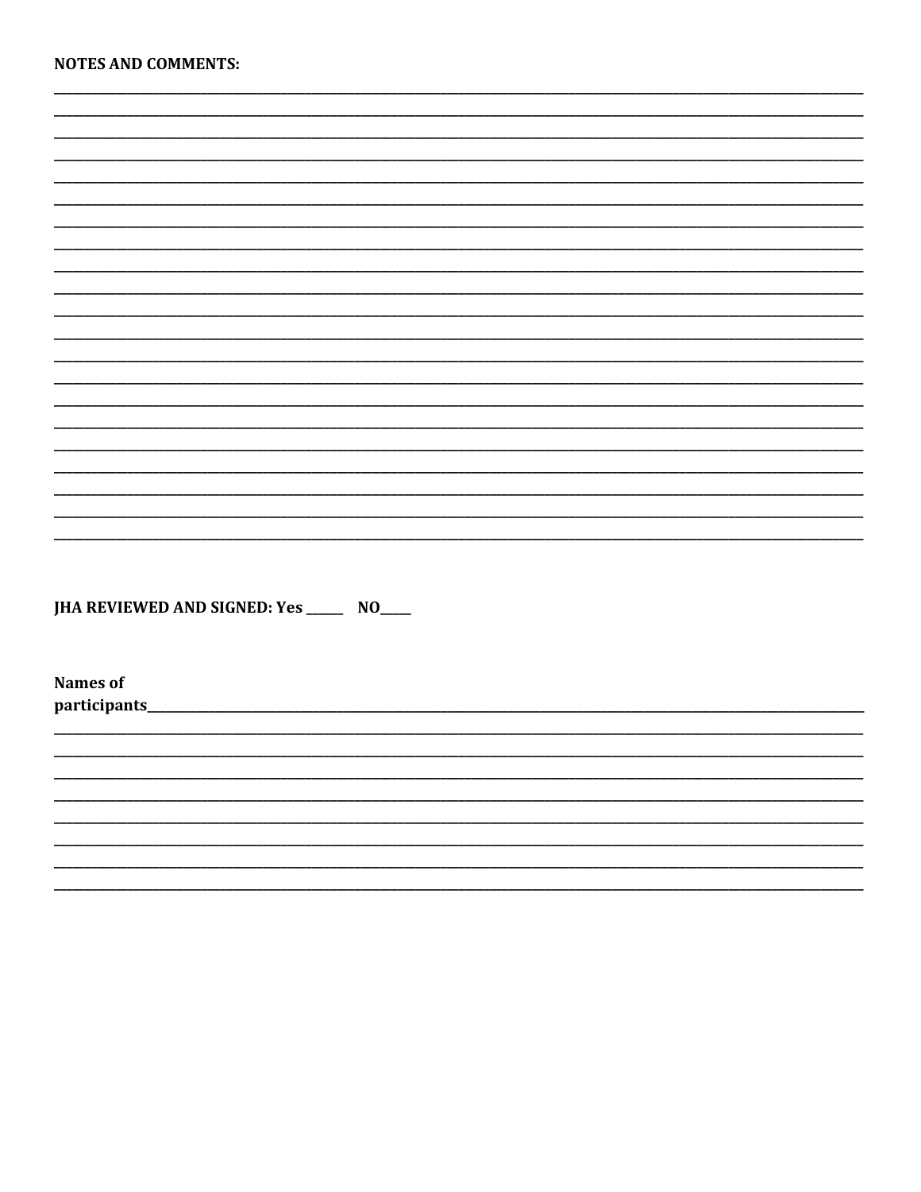**NOTES AND COMMENTS:**

______________________________________________________________________________________________

______________________________________________________________________________________________

______________________________________________________________________________________________

______________________________________________________________________________________________

______________________________________________________________________________________________

______________________________________________________________________________________________

______________________________________________________________________________________________

______________________________________________________________________________________________

______________________________________________________________________________________________

______________________________________________________________________________________________

______________________________________________________________________________________________

______________________________________________________________________________________________

______________________________________________________________________________________________

______________________________________________________________________________________________

______________________________________________________________________________________________

______________________________________________________________________________________________

______________________________________________________________________________________________

______________________________________________________________________________________________

______________________________________________________________________________________________

______________________________________________________________________________________________

______________________________________________________________________________________________

**JHA REVIEWED AND SIGNED: Yes _____ NO____**

**Names of participants**___________________________________________________________________________

______________________________________________________________________________________________

______________________________________________________________________________________________

______________________________________________________________________________________________

______________________________________________________________________________________________

______________________________________________________________________________________________

______________________________________________________________________________________________

______________________________________________________________________________________________

______________________________________________________________________________________________